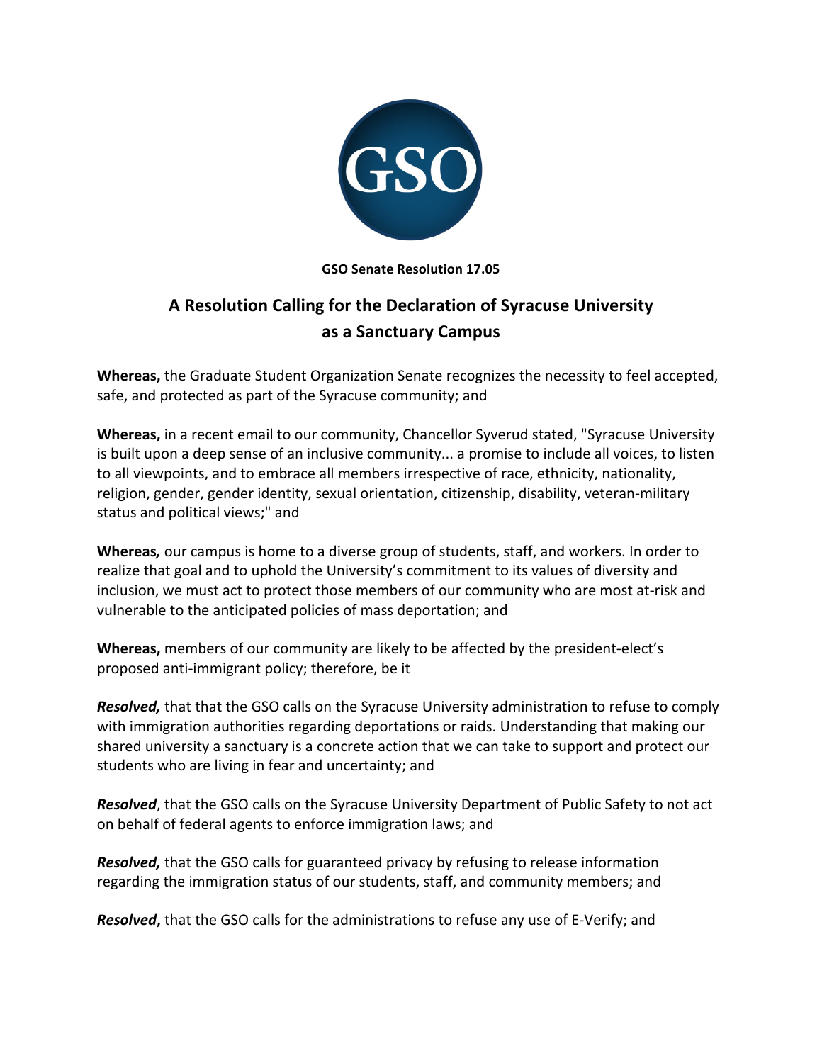**GSO Senate Resolution 17.05**

# A Resolution Calling for the Declaration of Syracuse University as a Sanctuary Campus

**Whereas,** the Graduate Student Organization Senate recognizes the necessity to feel accepted, safe, and protected as part of the Syracuse community; and

**Whereas,** in a recent email to our community, Chancellor Syverud stated, "Syracuse University is built upon a deep sense of an inclusive community... a promise to include all voices, to listen to all viewpoints, and to embrace all members irrespective of race, ethnicity, nationality, religion, gender, gender identity, sexual orientation, citizenship, disability, veteran-military status and political views;" and

**Whereas***,* our campus is home to a diverse group of students, staff, and workers. In order to realize that goal and to uphold the University's commitment to its values of diversity and inclusion, we must act to protect those members of our community who are most at-risk and vulnerable to the anticipated policies of mass deportation; and

**Whereas,** members of our community are likely to be affected by the president-elect's proposed anti-immigrant policy; therefore, be it

***Resolved,*** that that the GSO calls on the Syracuse University administration to refuse to comply with immigration authorities regarding deportations or raids. Understanding that making our shared university a sanctuary is a concrete action that we can take to support and protect our students who are living in fear and uncertainty; and

***Resolved***, that the GSO calls on the Syracuse University Department of Public Safety to not act on behalf of federal agents to enforce immigration laws; and

***Resolved,*** that the GSO calls for guaranteed privacy by refusing to release information regarding the immigration status of our students, staff, and community members; and

***Resolved*****,** that the GSO calls for the administrations to refuse any use of E-Verify; and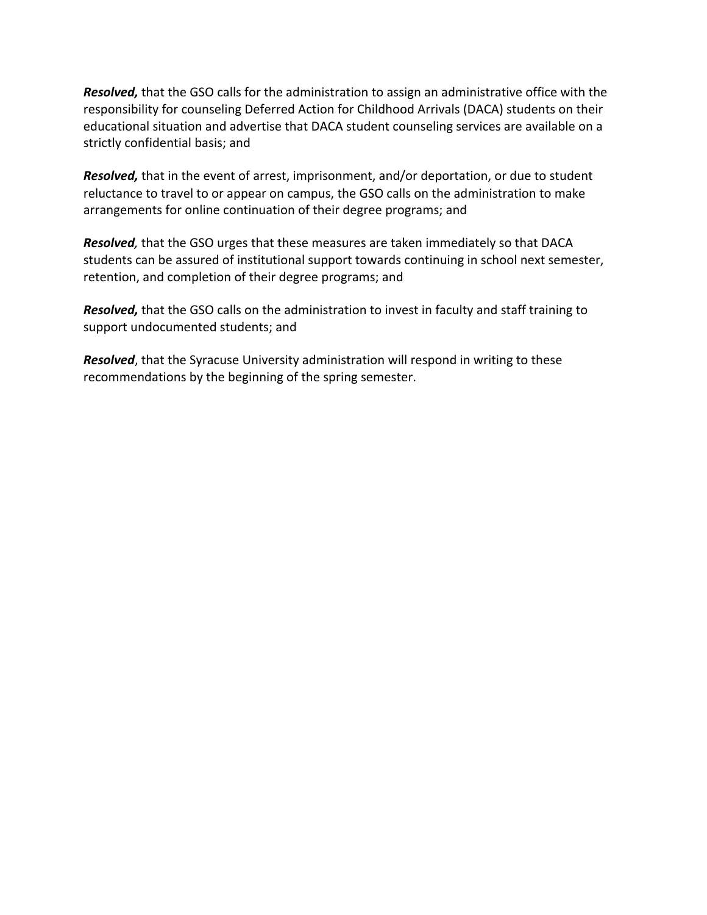***Resolved,*** that the GSO calls for the administration to assign an administrative office with the responsibility for counseling Deferred Action for Childhood Arrivals (DACA) students on their educational situation and advertise that DACA student counseling services are available on a strictly confidential basis; and

***Resolved,*** that in the event of arrest, imprisonment, and/or deportation, or due to student reluctance to travel to or appear on campus, the GSO calls on the administration to make arrangements for online continuation of their degree programs; and

***Resolved,*** that the GSO urges that these measures are taken immediately so that DACA students can be assured of institutional support towards continuing in school next semester, retention, and completion of their degree programs; and

***Resolved,*** that the GSO calls on the administration to invest in faculty and staff training to support undocumented students; and

***Resolved***, that the Syracuse University administration will respond in writing to these recommendations by the beginning of the spring semester.